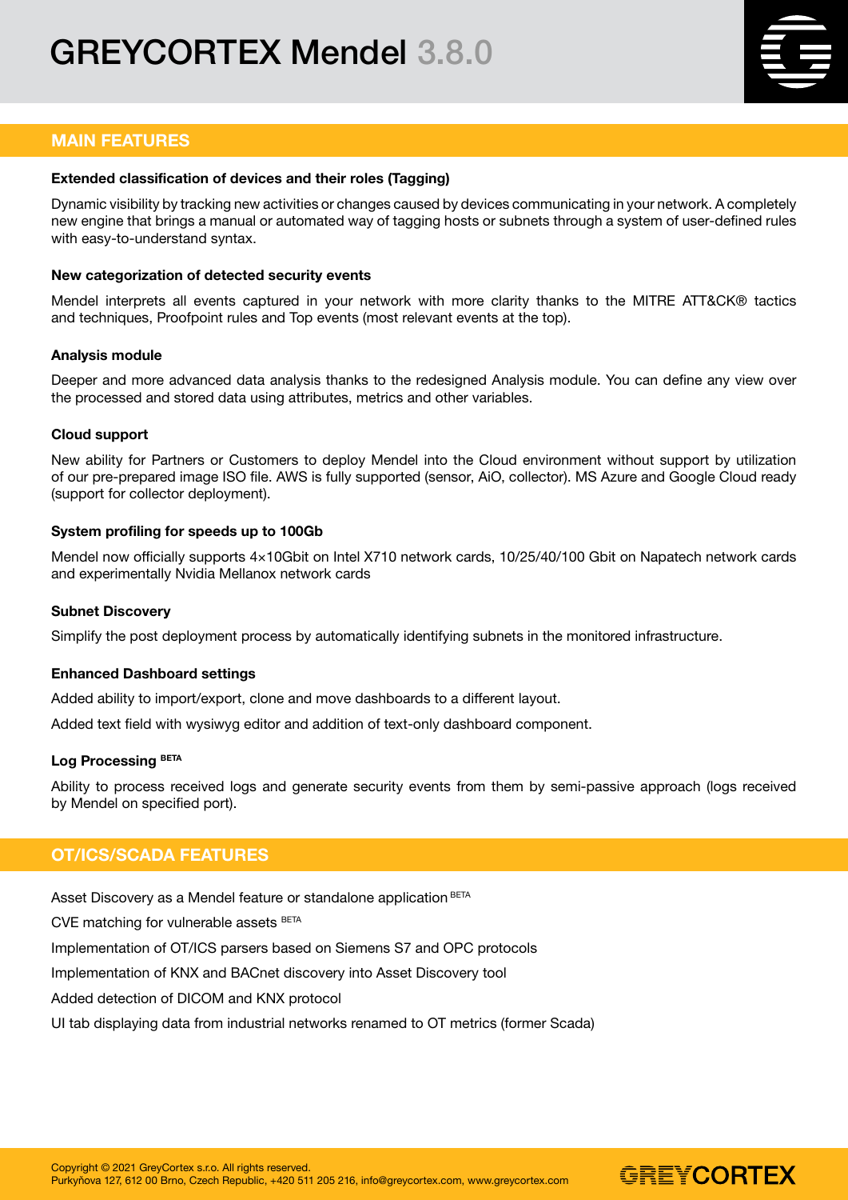# GREYCORTEX Mendel 3.8.0

## MAIN FEATURES

### Extended classification of devices and their roles (Tagging)

Dynamic visibility by tracking new activities or changes caused by devices communicating in your network. A completely new engine that brings a manual or automated way of tagging hosts or subnets through a system of user-defined rules with easy-to-understand syntax.

### New categorization of detected security events

Mendel interprets all events captured in your network with more clarity thanks to the MITRE ATT&CK® tactics and techniques, Proofpoint rules and Top events (most relevant events at the top).

### Analysis module

Deeper and more advanced data analysis thanks to the redesigned Analysis module. You can define any view over the processed and stored data using attributes, metrics and other variables.

### Cloud support

New ability for Partners or Customers to deploy Mendel into the Cloud environment without support by utilization of our pre-prepared image ISO file. AWS is fully supported (sensor, AiO, collector). MS Azure and Google Cloud ready (support for collector deployment).

### System profiling for speeds up to 100Gb

Mendel now officially supports 4×10Gbit on Intel X710 network cards, 10/25/40/100 Gbit on Napatech network cards and experimentally Nvidia Mellanox network cards

### Subnet Discovery

Simplify the post deployment process by automatically identifying subnets in the monitored infrastructure.

### Enhanced Dashboard settings

Added ability to import/export, clone and move dashboards to a different layout.

Added text field with wysiwyg editor and addition of text-only dashboard component.

### Log Processing BETA

Ability to process received logs and generate security events from them by semi-passive approach (logs received by Mendel on specified port).

## OT/ICS/SCADA FEATURES

Asset Discovery as a Mendel feature or standalone application BETA

CVE matching for vulnerable assets BETA

Implementation of OT/ICS parsers based on Siemens S7 and OPC protocols

Implementation of KNX and BACnet discovery into Asset Discovery tool

Added detection of DICOM and KNX protocol

UI tab displaying data from industrial networks renamed to OT metrics (former Scada)

Copyright © 2021 GreyCortex s.r.o. All rights reserved.
Purkyňova 127, 612 00 Brno, Czech Republic, +420 511 205 216, info@greycortex.com, www.greycortex.com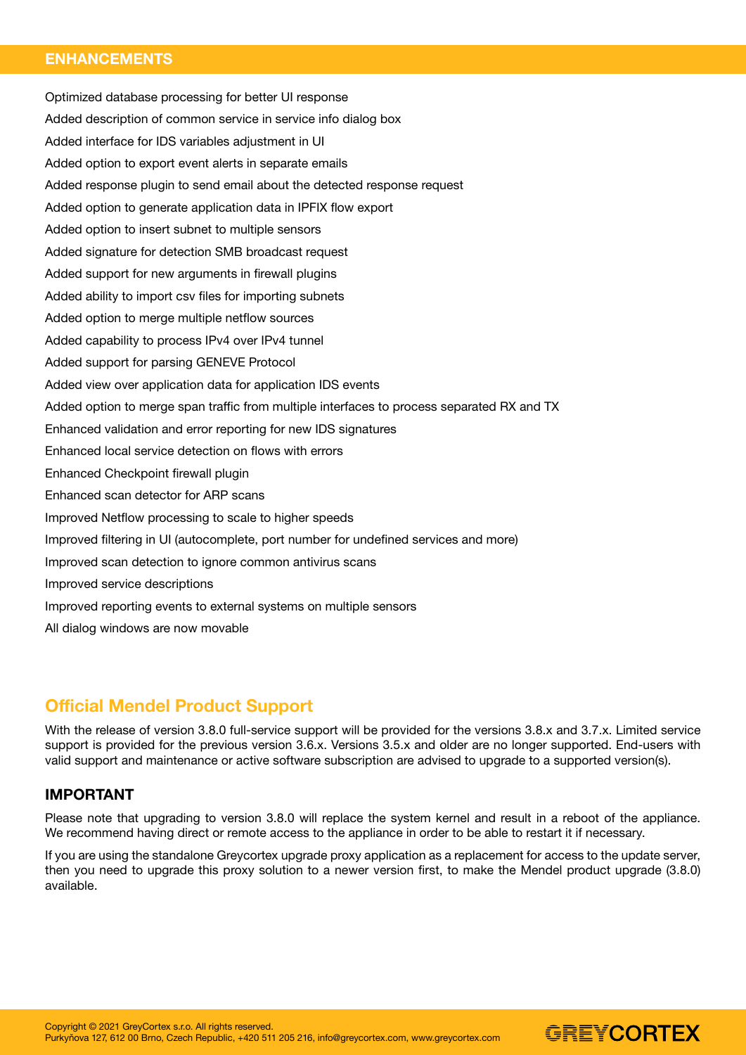## ENHANCEMENTS

Optimized database processing for better UI response

Added description of common service in service info dialog box

Added interface for IDS variables adjustment in UI

Added option to export event alerts in separate emails

Added response plugin to send email about the detected response request

Added option to generate application data in IPFIX flow export

Added option to insert subnet to multiple sensors

Added signature for detection SMB broadcast request

Added support for new arguments in firewall plugins

Added ability to import csv files for importing subnets

Added option to merge multiple netflow sources

Added capability to process IPv4 over IPv4 tunnel

Added support for parsing GENEVE Protocol

Added view over application data for application IDS events

Added option to merge span traffic from multiple interfaces to process separated RX and TX

Enhanced validation and error reporting for new IDS signatures

Enhanced local service detection on flows with errors

Enhanced Checkpoint firewall plugin

Enhanced scan detector for ARP scans

Improved Netflow processing to scale to higher speeds

Improved filtering in UI (autocomplete, port number for undefined services and more)

Improved scan detection to ignore common antivirus scans

Improved service descriptions

Improved reporting events to external systems on multiple sensors

All dialog windows are now movable

## Official Mendel Product Support

With the release of version 3.8.0 full-service support will be provided for the versions 3.8.x and 3.7.x. Limited service support is provided for the previous version 3.6.x. Versions 3.5.x and older are no longer supported. End-users with valid support and maintenance or active software subscription are advised to upgrade to a supported version(s).

### IMPORTANT

Please note that upgrading to version 3.8.0 will replace the system kernel and result in a reboot of the appliance. We recommend having direct or remote access to the appliance in order to be able to restart it if necessary.

If you are using the standalone Greycortex upgrade proxy application as a replacement for access to the update server, then you need to upgrade this proxy solution to a newer version first, to make the Mendel product upgrade (3.8.0) available.

Copyright © 2021 GreyCortex s.r.o. All rights reserved.
Purkyňova 127, 612 00 Brno, Czech Republic, +420 511 205 216, info@greycortex.com, www.greycortex.com